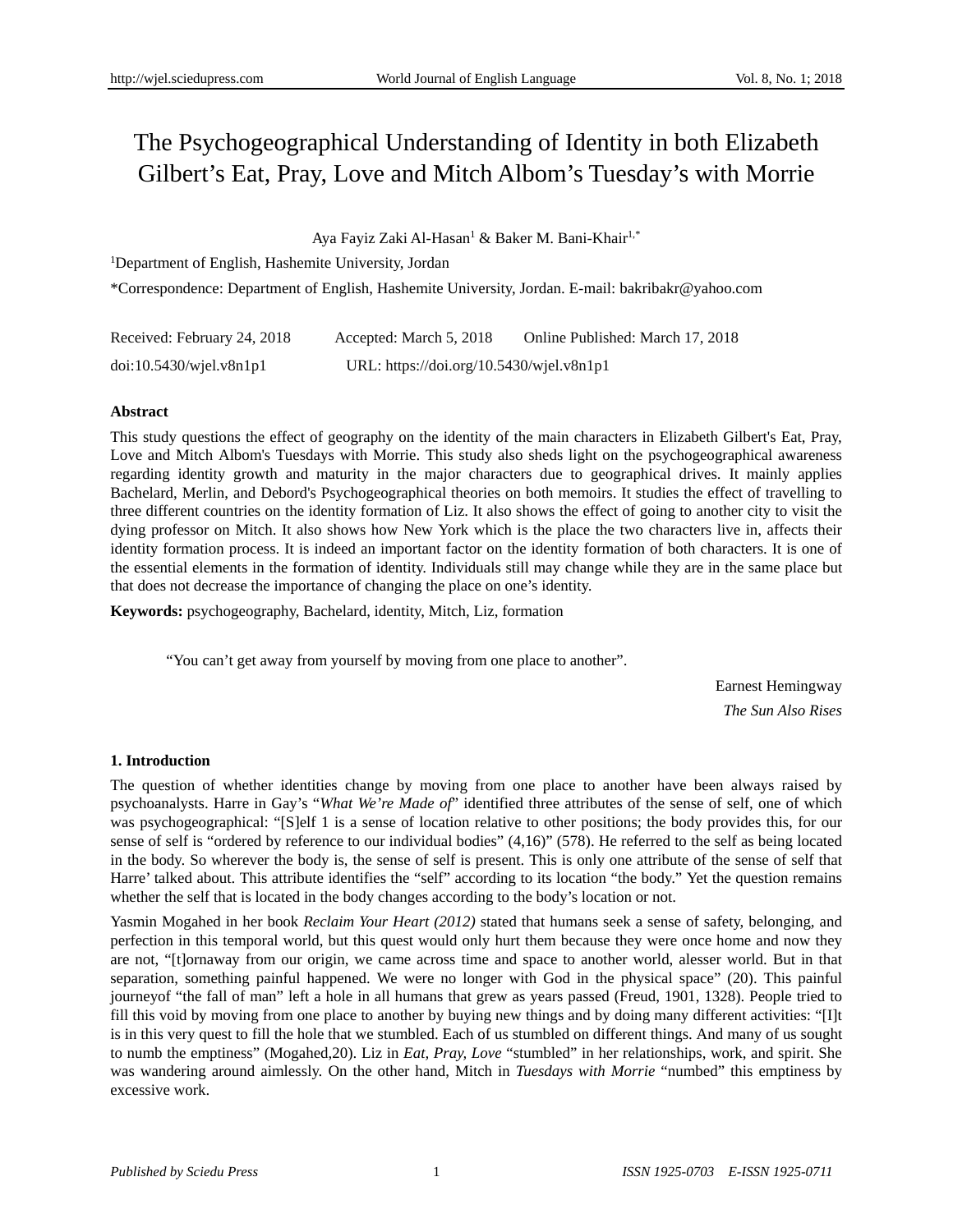# The Psychogeographical Understanding of Identity in both Elizabeth Gilbert's Eat, Pray, Love and Mitch Albom's Tuesday's with Morrie

Aya Fayiz Zaki Al-Hasan[1] & Baker M. Bani-Khair[1,*]

[1]Department of English, Hashemite University, Jordan

*Correspondence: Department of English, Hashemite University, Jordan. E-mail: bakribakr@yahoo.com

Received: February 24, 2018 Accepted: March 5, 2018 Online Published: March 17, 2018

doi:10.5430/wjel.v8n1p1 URL: https://doi.org/10.5430/wjel.v8n1p1

**Abstract**

This study questions the effect of geography on the identity of the main characters in Elizabeth Gilbert's Eat, Pray, Love and Mitch Albom's Tuesdays with Morrie. This study also sheds light on the psychogeographical awareness regarding identity growth and maturity in the major characters due to geographical drives. It mainly applies Bachelard, Merlin, and Debord's Psychogeographical theories on both memoirs. It studies the effect of travelling to three different countries on the identity formation of Liz. It also shows the effect of going to another city to visit the dying professor on Mitch. It also shows how New York which is the place the two characters live in, affects their identity formation process. It is indeed an important factor on the identity formation of both characters. It is one of the essential elements in the formation of identity. Individuals still may change while they are in the same place but that does not decrease the importance of changing the place on one's identity.

**Keywords:** psychogeography, Bachelard, identity, Mitch, Liz, formation

> "You can't get away from yourself by moving from one place to another".
>
> Earnest Hemingway
>
> *The Sun Also Rises*

## 1. Introduction

The question of whether identities change by moving from one place to another have been always raised by psychoanalysts. Harre in Gay's "*What We're Made of*" identified three attributes of the sense of self, one of which was psychogeographical: "[S]elf 1 is a sense of location relative to other positions; the body provides this, for our sense of self is "ordered by reference to our individual bodies" (4,16)" (578). He referred to the self as being located in the body. So wherever the body is, the sense of self is present. This is only one attribute of the sense of self that Harre' talked about. This attribute identifies the "self" according to its location "the body." Yet the question remains whether the self that is located in the body changes according to the body's location or not.

Yasmin Mogahed in her book *Reclaim Your Heart (2012)* stated that humans seek a sense of safety, belonging, and perfection in this temporal world, but this quest would only hurt them because they were once home and now they are not, "[t]ornaway from our origin, we came across time and space to another world, alesser world. But in that separation, something painful happened. We were no longer with God in the physical space" (20). This painful journeyof "the fall of man" left a hole in all humans that grew as years passed (Freud, 1901, 1328). People tried to fill this void by moving from one place to another by buying new things and by doing many different activities: "[I]t is in this very quest to fill the hole that we stumbled. Each of us stumbled on different things. And many of us sought to numb the emptiness" (Mogahed,20). Liz in *Eat, Pray, Love* "stumbled" in her relationships, work, and spirit. She was wandering around aimlessly. On the other hand, Mitch in *Tuesdays with Morrie* "numbed" this emptiness by excessive work.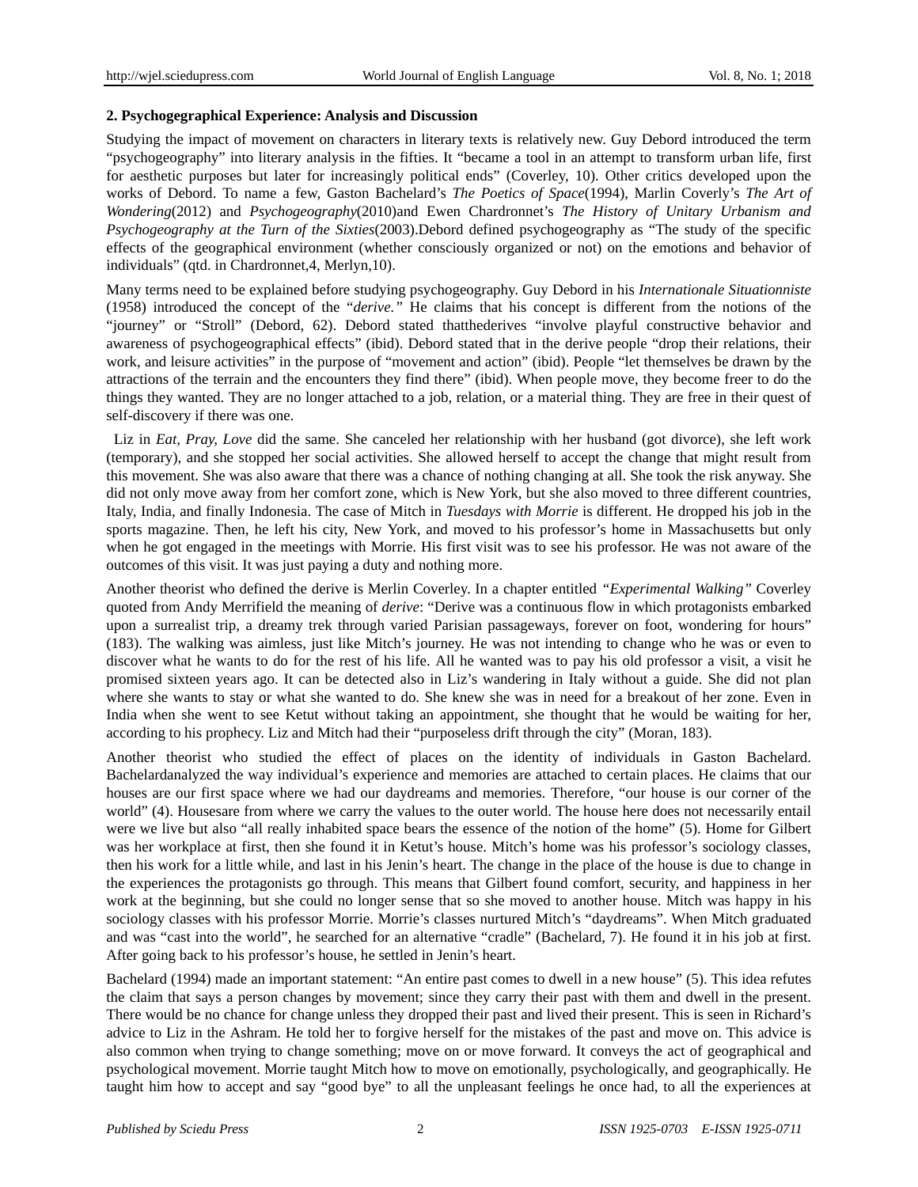**2. Psychogegraphical Experience: Analysis and Discussion**

Studying the impact of movement on characters in literary texts is relatively new. Guy Debord introduced the term "psychogeography" into literary analysis in the fifties. It "became a tool in an attempt to transform urban life, first for aesthetic purposes but later for increasingly political ends" (Coverley, 10). Other critics developed upon the works of Debord. To name a few, Gaston Bachelard's *The Poetics of Space*(1994), Marlin Coverly's *The Art of Wondering*(2012) and *Psychogeography*(2010)and Ewen Chardronnet's *The History of Unitary Urbanism and Psychogeography at the Turn of the Sixties*(2003).Debord defined psychogeography as "The study of the specific effects of the geographical environment (whether consciously organized or not) on the emotions and behavior of individuals" (qtd. in Chardronnet,4, Merlyn,10).

Many terms need to be explained before studying psychogeography. Guy Debord in his *Internationale Situationniste* (1958) introduced the concept of the "*derive.*" He claims that his concept is different from the notions of the "journey" or "Stroll" (Debord, 62). Debord stated thatthederives "involve playful constructive behavior and awareness of psychogeographical effects" (ibid). Debord stated that in the derive people "drop their relations, their work, and leisure activities" in the purpose of "movement and action" (ibid). People "let themselves be drawn by the attractions of the terrain and the encounters they find there" (ibid). When people move, they become freer to do the things they wanted. They are no longer attached to a job, relation, or a material thing. They are free in their quest of self-discovery if there was one.

Liz in *Eat, Pray, Love* did the same. She canceled her relationship with her husband (got divorce), she left work (temporary), and she stopped her social activities. She allowed herself to accept the change that might result from this movement. She was also aware that there was a chance of nothing changing at all. She took the risk anyway. She did not only move away from her comfort zone, which is New York, but she also moved to three different countries, Italy, India, and finally Indonesia. The case of Mitch in *Tuesdays with Morrie* is different. He dropped his job in the sports magazine. Then, he left his city, New York, and moved to his professor's home in Massachusetts but only when he got engaged in the meetings with Morrie. His first visit was to see his professor. He was not aware of the outcomes of this visit. It was just paying a duty and nothing more.

Another theorist who defined the derive is Merlin Coverley. In a chapter entitled *"Experimental Walking"* Coverley quoted from Andy Merrifield the meaning of *derive*: "Derive was a continuous flow in which protagonists embarked upon a surrealist trip, a dreamy trek through varied Parisian passageways, forever on foot, wondering for hours" (183). The walking was aimless, just like Mitch's journey. He was not intending to change who he was or even to discover what he wants to do for the rest of his life. All he wanted was to pay his old professor a visit, a visit he promised sixteen years ago. It can be detected also in Liz's wandering in Italy without a guide. She did not plan where she wants to stay or what she wanted to do. She knew she was in need for a breakout of her zone. Even in India when she went to see Ketut without taking an appointment, she thought that he would be waiting for her, according to his prophecy. Liz and Mitch had their "purposeless drift through the city" (Moran, 183).

Another theorist who studied the effect of places on the identity of individuals in Gaston Bachelard. Bachelardanalyzed the way individual's experience and memories are attached to certain places. He claims that our houses are our first space where we had our daydreams and memories. Therefore, "our house is our corner of the world" (4). Housesare from where we carry the values to the outer world. The house here does not necessarily entail were we live but also "all really inhabited space bears the essence of the notion of the home" (5). Home for Gilbert was her workplace at first, then she found it in Ketut's house. Mitch's home was his professor's sociology classes, then his work for a little while, and last in his Jenin's heart. The change in the place of the house is due to change in the experiences the protagonists go through. This means that Gilbert found comfort, security, and happiness in her work at the beginning, but she could no longer sense that so she moved to another house. Mitch was happy in his sociology classes with his professor Morrie. Morrie's classes nurtured Mitch's "daydreams". When Mitch graduated and was "cast into the world", he searched for an alternative "cradle" (Bachelard, 7). He found it in his job at first. After going back to his professor's house, he settled in Jenin's heart.

Bachelard (1994) made an important statement: "An entire past comes to dwell in a new house" (5). This idea refutes the claim that says a person changes by movement; since they carry their past with them and dwell in the present. There would be no chance for change unless they dropped their past and lived their present. This is seen in Richard's advice to Liz in the Ashram. He told her to forgive herself for the mistakes of the past and move on. This advice is also common when trying to change something; move on or move forward. It conveys the act of geographical and psychological movement. Morrie taught Mitch how to move on emotionally, psychologically, and geographically. He taught him how to accept and say "good bye" to all the unpleasant feelings he once had, to all the experiences at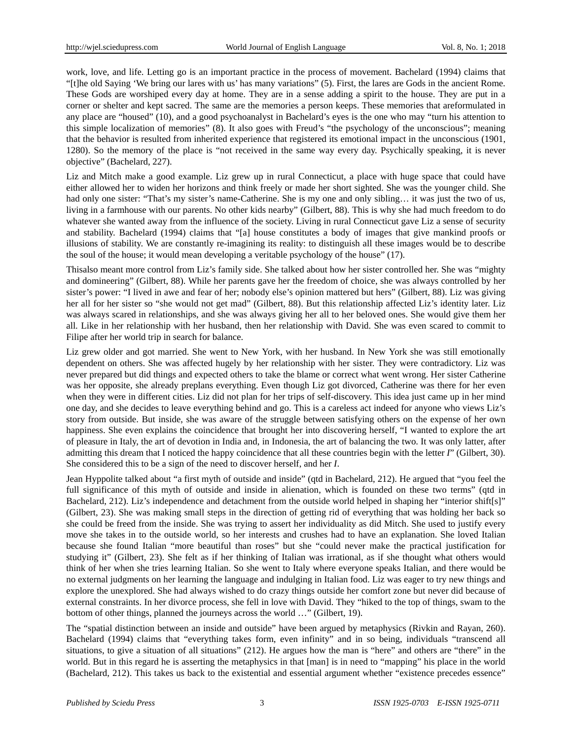work, love, and life. Letting go is an important practice in the process of movement. Bachelard (1994) claims that "[t]he old Saying 'We bring our lares with us' has many variations" (5). First, the lares are Gods in the ancient Rome. These Gods are worshiped every day at home. They are in a sense adding a spirit to the house. They are put in a corner or shelter and kept sacred. The same are the memories a person keeps. These memories that areformulated in any place are "housed" (10), and a good psychoanalyst in Bachelard's eyes is the one who may "turn his attention to this simple localization of memories" (8). It also goes with Freud's "the psychology of the unconscious"; meaning that the behavior is resulted from inherited experience that registered its emotional impact in the unconscious (1901, 1280). So the memory of the place is "not received in the same way every day. Psychically speaking, it is never objective" (Bachelard, 227).

Liz and Mitch make a good example. Liz grew up in rural Connecticut, a place with huge space that could have either allowed her to widen her horizons and think freely or made her short sighted. She was the younger child. She had only one sister: "That's my sister's name-Catherine. She is my one and only sibling… it was just the two of us, living in a farmhouse with our parents. No other kids nearby" (Gilbert, 88). This is why she had much freedom to do whatever she wanted away from the influence of the society. Living in rural Connecticut gave Liz a sense of security and stability. Bachelard (1994) claims that "[a] house constitutes a body of images that give mankind proofs or illusions of stability. We are constantly re-imagining its reality: to distinguish all these images would be to describe the soul of the house; it would mean developing a veritable psychology of the house" (17).

Thisalso meant more control from Liz's family side. She talked about how her sister controlled her. She was "mighty and domineering" (Gilbert, 88). While her parents gave her the freedom of choice, she was always controlled by her sister's power: "I lived in awe and fear of her; nobody else's opinion mattered but hers" (Gilbert, 88). Liz was giving her all for her sister so "she would not get mad" (Gilbert, 88). But this relationship affected Liz's identity later. Liz was always scared in relationships, and she was always giving her all to her beloved ones. She would give them her all. Like in her relationship with her husband, then her relationship with David. She was even scared to commit to Filipe after her world trip in search for balance.

Liz grew older and got married. She went to New York, with her husband. In New York she was still emotionally dependent on others. She was affected hugely by her relationship with her sister. They were contradictory. Liz was never prepared but did things and expected others to take the blame or correct what went wrong. Her sister Catherine was her opposite, she already preplans everything. Even though Liz got divorced, Catherine was there for her even when they were in different cities. Liz did not plan for her trips of self-discovery. This idea just came up in her mind one day, and she decides to leave everything behind and go. This is a careless act indeed for anyone who views Liz's story from outside. But inside, she was aware of the struggle between satisfying others on the expense of her own happiness. She even explains the coincidence that brought her into discovering herself, "I wanted to explore the art of pleasure in Italy, the art of devotion in India and, in Indonesia, the art of balancing the two. It was only latter, after admitting this dream that I noticed the happy coincidence that all these countries begin with the letter *I*" (Gilbert, 30). She considered this to be a sign of the need to discover herself, and her *I*.

Jean Hyppolite talked about "a first myth of outside and inside" (qtd in Bachelard, 212). He argued that "you feel the full significance of this myth of outside and inside in alienation, which is founded on these two terms" (qtd in Bachelard, 212). Liz's independence and detachment from the outside world helped in shaping her "interior shift[s]" (Gilbert, 23). She was making small steps in the direction of getting rid of everything that was holding her back so she could be freed from the inside. She was trying to assert her individuality as did Mitch. She used to justify every move she takes in to the outside world, so her interests and crushes had to have an explanation. She loved Italian because she found Italian "more beautiful than roses" but she "could never make the practical justification for studying it" (Gilbert, 23). She felt as if her thinking of Italian was irrational, as if she thought what others would think of her when she tries learning Italian. So she went to Italy where everyone speaks Italian, and there would be no external judgments on her learning the language and indulging in Italian food. Liz was eager to try new things and explore the unexplored. She had always wished to do crazy things outside her comfort zone but never did because of external constraints. In her divorce process, she fell in love with David. They "hiked to the top of things, swam to the bottom of other things, planned the journeys across the world …" (Gilbert, 19).

The "spatial distinction between an inside and outside" have been argued by metaphysics (Rivkin and Rayan, 260). Bachelard (1994) claims that "everything takes form, even infinity" and in so being, individuals "transcend all situations, to give a situation of all situations" (212). He argues how the man is "here" and others are "there" in the world. But in this regard he is asserting the metaphysics in that [man] is in need to "mapping" his place in the world (Bachelard, 212). This takes us back to the existential and essential argument whether "existence precedes essence"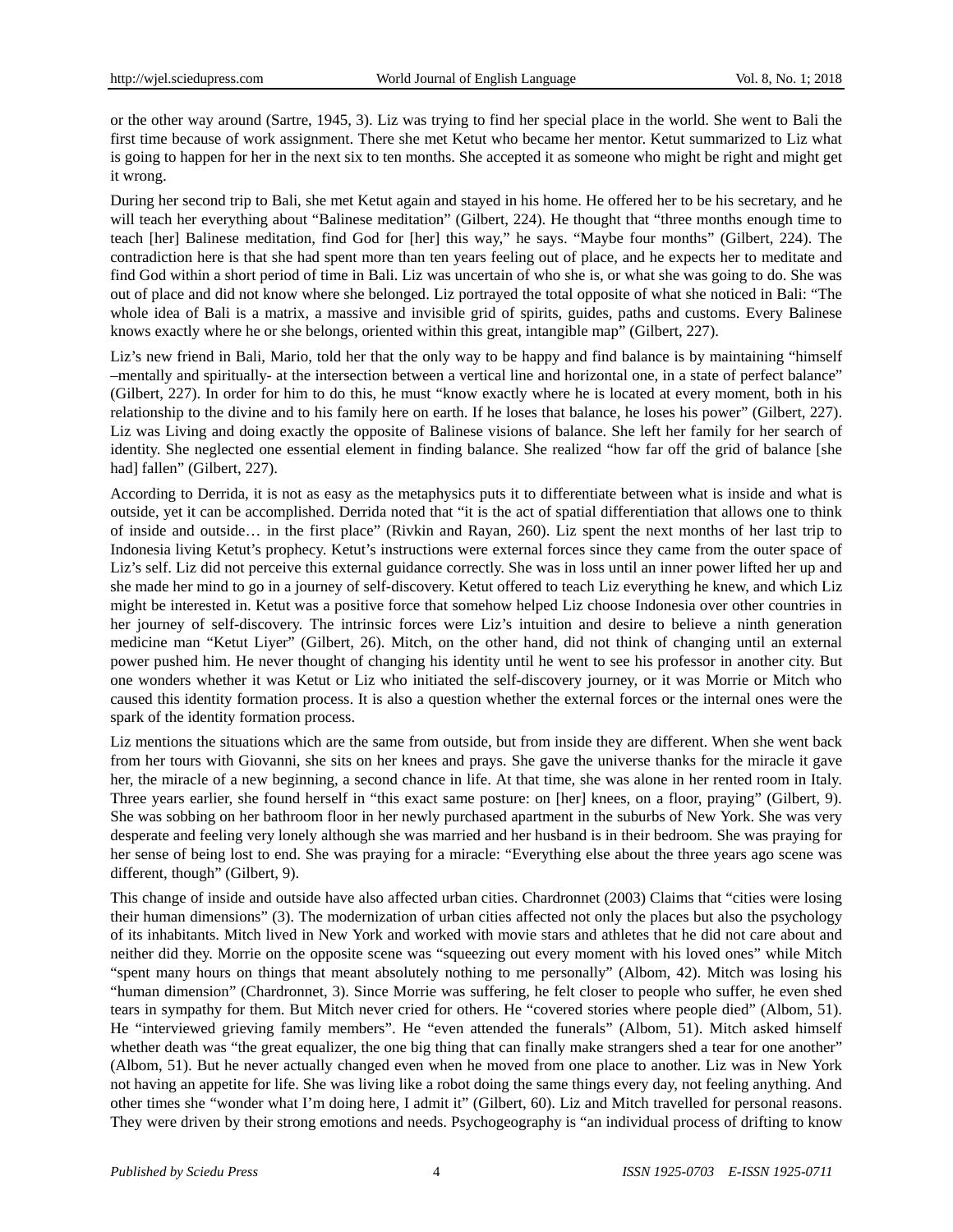or the other way around (Sartre, 1945, 3). Liz was trying to find her special place in the world. She went to Bali the first time because of work assignment. There she met Ketut who became her mentor. Ketut summarized to Liz what is going to happen for her in the next six to ten months. She accepted it as someone who might be right and might get it wrong.

During her second trip to Bali, she met Ketut again and stayed in his home. He offered her to be his secretary, and he will teach her everything about "Balinese meditation" (Gilbert, 224). He thought that "three months enough time to teach [her] Balinese meditation, find God for [her] this way," he says. "Maybe four months" (Gilbert, 224). The contradiction here is that she had spent more than ten years feeling out of place, and he expects her to meditate and find God within a short period of time in Bali. Liz was uncertain of who she is, or what she was going to do. She was out of place and did not know where she belonged. Liz portrayed the total opposite of what she noticed in Bali: "The whole idea of Bali is a matrix, a massive and invisible grid of spirits, guides, paths and customs. Every Balinese knows exactly where he or she belongs, oriented within this great, intangible map" (Gilbert, 227).

Liz's new friend in Bali, Mario, told her that the only way to be happy and find balance is by maintaining "himself –mentally and spiritually- at the intersection between a vertical line and horizontal one, in a state of perfect balance" (Gilbert, 227). In order for him to do this, he must "know exactly where he is located at every moment, both in his relationship to the divine and to his family here on earth. If he loses that balance, he loses his power" (Gilbert, 227). Liz was Living and doing exactly the opposite of Balinese visions of balance. She left her family for her search of identity. She neglected one essential element in finding balance. She realized "how far off the grid of balance [she had] fallen" (Gilbert, 227).

According to Derrida, it is not as easy as the metaphysics puts it to differentiate between what is inside and what is outside, yet it can be accomplished. Derrida noted that "it is the act of spatial differentiation that allows one to think of inside and outside… in the first place" (Rivkin and Rayan, 260). Liz spent the next months of her last trip to Indonesia living Ketut's prophecy. Ketut's instructions were external forces since they came from the outer space of Liz's self. Liz did not perceive this external guidance correctly. She was in loss until an inner power lifted her up and she made her mind to go in a journey of self-discovery. Ketut offered to teach Liz everything he knew, and which Liz might be interested in. Ketut was a positive force that somehow helped Liz choose Indonesia over other countries in her journey of self-discovery. The intrinsic forces were Liz's intuition and desire to believe a ninth generation medicine man "Ketut Liyer" (Gilbert, 26). Mitch, on the other hand, did not think of changing until an external power pushed him. He never thought of changing his identity until he went to see his professor in another city. But one wonders whether it was Ketut or Liz who initiated the self-discovery journey, or it was Morrie or Mitch who caused this identity formation process. It is also a question whether the external forces or the internal ones were the spark of the identity formation process.

Liz mentions the situations which are the same from outside, but from inside they are different. When she went back from her tours with Giovanni, she sits on her knees and prays. She gave the universe thanks for the miracle it gave her, the miracle of a new beginning, a second chance in life. At that time, she was alone in her rented room in Italy. Three years earlier, she found herself in "this exact same posture: on [her] knees, on a floor, praying" (Gilbert, 9). She was sobbing on her bathroom floor in her newly purchased apartment in the suburbs of New York. She was very desperate and feeling very lonely although she was married and her husband is in their bedroom. She was praying for her sense of being lost to end. She was praying for a miracle: "Everything else about the three years ago scene was different, though" (Gilbert, 9).

This change of inside and outside have also affected urban cities. Chardronnet (2003) Claims that "cities were losing their human dimensions" (3). The modernization of urban cities affected not only the places but also the psychology of its inhabitants. Mitch lived in New York and worked with movie stars and athletes that he did not care about and neither did they. Morrie on the opposite scene was "squeezing out every moment with his loved ones" while Mitch "spent many hours on things that meant absolutely nothing to me personally" (Albom, 42). Mitch was losing his "human dimension" (Chardronnet, 3). Since Morrie was suffering, he felt closer to people who suffer, he even shed tears in sympathy for them. But Mitch never cried for others. He "covered stories where people died" (Albom, 51). He "interviewed grieving family members". He "even attended the funerals" (Albom, 51). Mitch asked himself whether death was "the great equalizer, the one big thing that can finally make strangers shed a tear for one another" (Albom, 51). But he never actually changed even when he moved from one place to another. Liz was in New York not having an appetite for life. She was living like a robot doing the same things every day, not feeling anything. And other times she "wonder what I'm doing here, I admit it" (Gilbert, 60). Liz and Mitch travelled for personal reasons. They were driven by their strong emotions and needs. Psychogeography is "an individual process of drifting to know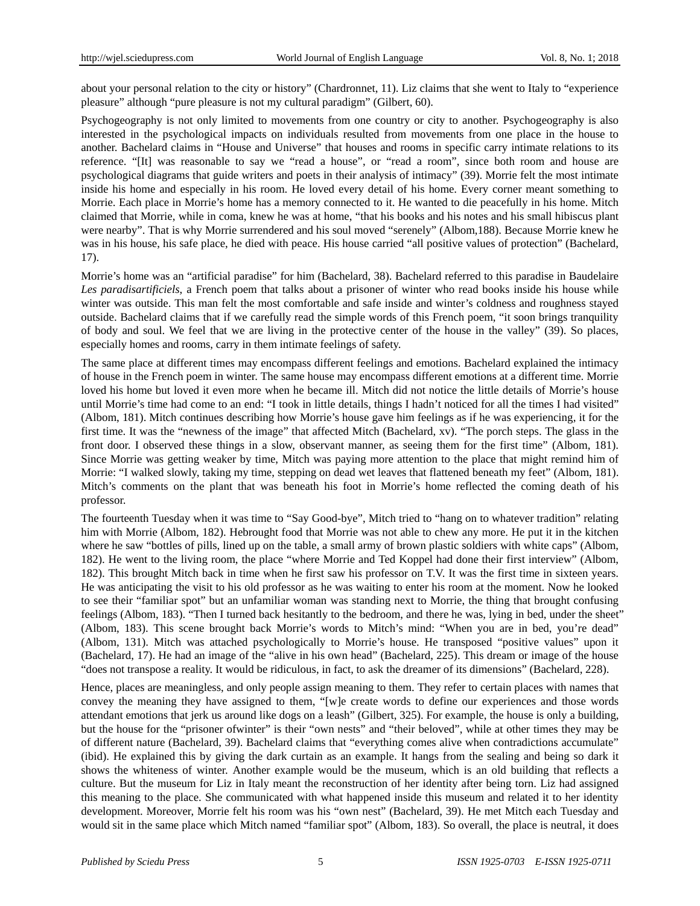about your personal relation to the city or history" (Chardronnet, 11). Liz claims that she went to Italy to "experience pleasure" although "pure pleasure is not my cultural paradigm" (Gilbert, 60).

Psychogeography is not only limited to movements from one country or city to another. Psychogeography is also interested in the psychological impacts on individuals resulted from movements from one place in the house to another. Bachelard claims in "House and Universe" that houses and rooms in specific carry intimate relations to its reference. "[It] was reasonable to say we "read a house", or "read a room", since both room and house are psychological diagrams that guide writers and poets in their analysis of intimacy" (39). Morrie felt the most intimate inside his home and especially in his room. He loved every detail of his home. Every corner meant something to Morrie. Each place in Morrie's home has a memory connected to it. He wanted to die peacefully in his home. Mitch claimed that Morrie, while in coma, knew he was at home, "that his books and his notes and his small hibiscus plant were nearby". That is why Morrie surrendered and his soul moved "serenely" (Albom,188). Because Morrie knew he was in his house, his safe place, he died with peace. His house carried "all positive values of protection" (Bachelard, 17).

Morrie's home was an "artificial paradise" for him (Bachelard, 38). Bachelard referred to this paradise in Baudelaire *Les paradisartificiels*, a French poem that talks about a prisoner of winter who read books inside his house while winter was outside. This man felt the most comfortable and safe inside and winter's coldness and roughness stayed outside. Bachelard claims that if we carefully read the simple words of this French poem, "it soon brings tranquility of body and soul. We feel that we are living in the protective center of the house in the valley" (39). So places, especially homes and rooms, carry in them intimate feelings of safety.

The same place at different times may encompass different feelings and emotions. Bachelard explained the intimacy of house in the French poem in winter. The same house may encompass different emotions at a different time. Morrie loved his home but loved it even more when he became ill. Mitch did not notice the little details of Morrie's house until Morrie's time had come to an end: "I took in little details, things I hadn't noticed for all the times I had visited" (Albom, 181). Mitch continues describing how Morrie's house gave him feelings as if he was experiencing, it for the first time. It was the "newness of the image" that affected Mitch (Bachelard, xv). "The porch steps. The glass in the front door. I observed these things in a slow, observant manner, as seeing them for the first time" (Albom, 181). Since Morrie was getting weaker by time, Mitch was paying more attention to the place that might remind him of Morrie: "I walked slowly, taking my time, stepping on dead wet leaves that flattened beneath my feet" (Albom, 181). Mitch's comments on the plant that was beneath his foot in Morrie's home reflected the coming death of his professor.

The fourteenth Tuesday when it was time to "Say Good-bye", Mitch tried to "hang on to whatever tradition" relating him with Morrie (Albom, 182). Hebrought food that Morrie was not able to chew any more. He put it in the kitchen where he saw "bottles of pills, lined up on the table, a small army of brown plastic soldiers with white caps" (Albom, 182). He went to the living room, the place "where Morrie and Ted Koppel had done their first interview" (Albom, 182). This brought Mitch back in time when he first saw his professor on T.V. It was the first time in sixteen years. He was anticipating the visit to his old professor as he was waiting to enter his room at the moment. Now he looked to see their "familiar spot" but an unfamiliar woman was standing next to Morrie, the thing that brought confusing feelings (Albom, 183). "Then I turned back hesitantly to the bedroom, and there he was, lying in bed, under the sheet" (Albom, 183). This scene brought back Morrie's words to Mitch's mind: "When you are in bed, you're dead" (Albom, 131). Mitch was attached psychologically to Morrie's house. He transposed "positive values" upon it (Bachelard, 17). He had an image of the "alive in his own head" (Bachelard, 225). This dream or image of the house "does not transpose a reality. It would be ridiculous, in fact, to ask the dreamer of its dimensions" (Bachelard, 228).

Hence, places are meaningless, and only people assign meaning to them. They refer to certain places with names that convey the meaning they have assigned to them, "[w]e create words to define our experiences and those words attendant emotions that jerk us around like dogs on a leash" (Gilbert, 325). For example, the house is only a building, but the house for the "prisoner ofwinter" is their "own nests" and "their beloved", while at other times they may be of different nature (Bachelard, 39). Bachelard claims that "everything comes alive when contradictions accumulate" (ibid). He explained this by giving the dark curtain as an example. It hangs from the sealing and being so dark it shows the whiteness of winter. Another example would be the museum, which is an old building that reflects a culture. But the museum for Liz in Italy meant the reconstruction of her identity after being torn. Liz had assigned this meaning to the place. She communicated with what happened inside this museum and related it to her identity development. Moreover, Morrie felt his room was his "own nest" (Bachelard, 39). He met Mitch each Tuesday and would sit in the same place which Mitch named "familiar spot" (Albom, 183). So overall, the place is neutral, it does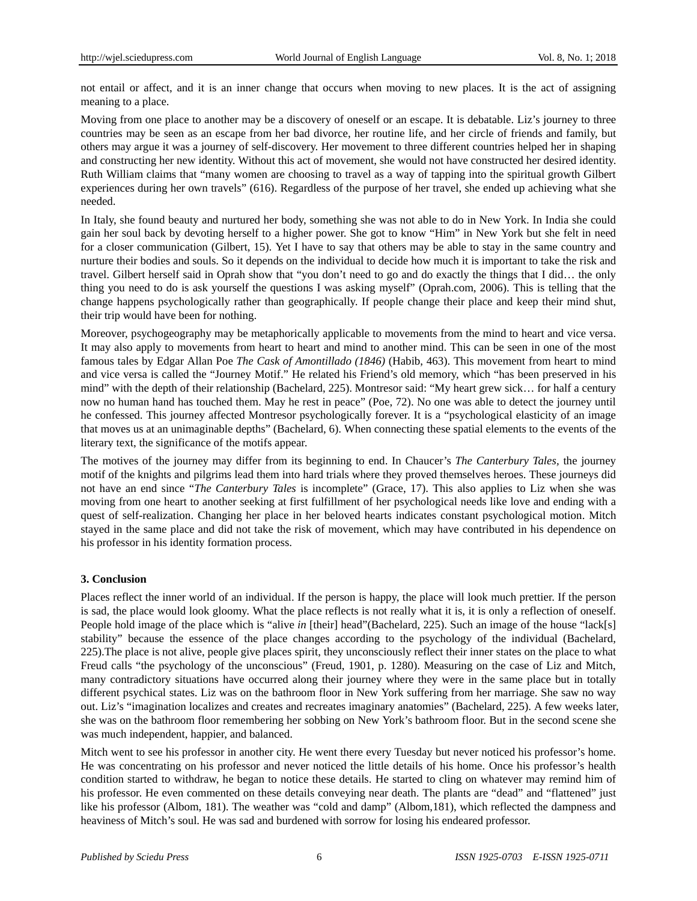not entail or affect, and it is an inner change that occurs when moving to new places. It is the act of assigning meaning to a place.

Moving from one place to another may be a discovery of oneself or an escape. It is debatable. Liz's journey to three countries may be seen as an escape from her bad divorce, her routine life, and her circle of friends and family, but others may argue it was a journey of self-discovery. Her movement to three different countries helped her in shaping and constructing her new identity. Without this act of movement, she would not have constructed her desired identity. Ruth William claims that "many women are choosing to travel as a way of tapping into the spiritual growth Gilbert experiences during her own travels" (616). Regardless of the purpose of her travel, she ended up achieving what she needed.

In Italy, she found beauty and nurtured her body, something she was not able to do in New York. In India she could gain her soul back by devoting herself to a higher power. She got to know "Him" in New York but she felt in need for a closer communication (Gilbert, 15). Yet I have to say that others may be able to stay in the same country and nurture their bodies and souls. So it depends on the individual to decide how much it is important to take the risk and travel. Gilbert herself said in Oprah show that "you don't need to go and do exactly the things that I did… the only thing you need to do is ask yourself the questions I was asking myself" (Oprah.com, 2006). This is telling that the change happens psychologically rather than geographically. If people change their place and keep their mind shut, their trip would have been for nothing.

Moreover, psychogeography may be metaphorically applicable to movements from the mind to heart and vice versa. It may also apply to movements from heart to heart and mind to another mind. This can be seen in one of the most famous tales by Edgar Allan Poe *The Cask of Amontillado (1846)* (Habib, 463). This movement from heart to mind and vice versa is called the "Journey Motif." He related his Friend's old memory, which "has been preserved in his mind" with the depth of their relationship (Bachelard, 225). Montresor said: "My heart grew sick… for half a century now no human hand has touched them. May he rest in peace" (Poe, 72). No one was able to detect the journey until he confessed. This journey affected Montresor psychologically forever. It is a "psychological elasticity of an image that moves us at an unimaginable depths" (Bachelard, 6). When connecting these spatial elements to the events of the literary text, the significance of the motifs appear.

The motives of the journey may differ from its beginning to end. In Chaucer's *The Canterbury Tales*, the journey motif of the knights and pilgrims lead them into hard trials where they proved themselves heroes. These journeys did not have an end since "*The Canterbury Tales* is incomplete" (Grace, 17). This also applies to Liz when she was moving from one heart to another seeking at first fulfillment of her psychological needs like love and ending with a quest of self-realization. Changing her place in her beloved hearts indicates constant psychological motion. Mitch stayed in the same place and did not take the risk of movement, which may have contributed in his dependence on his professor in his identity formation process.

### 3. Conclusion

Places reflect the inner world of an individual. If the person is happy, the place will look much prettier. If the person is sad, the place would look gloomy. What the place reflects is not really what it is, it is only a reflection of oneself. People hold image of the place which is "alive *in* [their] head"(Bachelard, 225). Such an image of the house "lack[s] stability" because the essence of the place changes according to the psychology of the individual (Bachelard, 225).The place is not alive, people give places spirit, they unconsciously reflect their inner states on the place to what Freud calls "the psychology of the unconscious" (Freud, 1901, p. 1280). Measuring on the case of Liz and Mitch, many contradictory situations have occurred along their journey where they were in the same place but in totally different psychical states. Liz was on the bathroom floor in New York suffering from her marriage. She saw no way out. Liz's "imagination localizes and creates and recreates imaginary anatomies" (Bachelard, 225). A few weeks later, she was on the bathroom floor remembering her sobbing on New York's bathroom floor. But in the second scene she was much independent, happier, and balanced.

Mitch went to see his professor in another city. He went there every Tuesday but never noticed his professor's home. He was concentrating on his professor and never noticed the little details of his home. Once his professor's health condition started to withdraw, he began to notice these details. He started to cling on whatever may remind him of his professor. He even commented on these details conveying near death. The plants are "dead" and "flattened" just like his professor (Albom, 181). The weather was "cold and damp" (Albom,181), which reflected the dampness and heaviness of Mitch's soul. He was sad and burdened with sorrow for losing his endeared professor.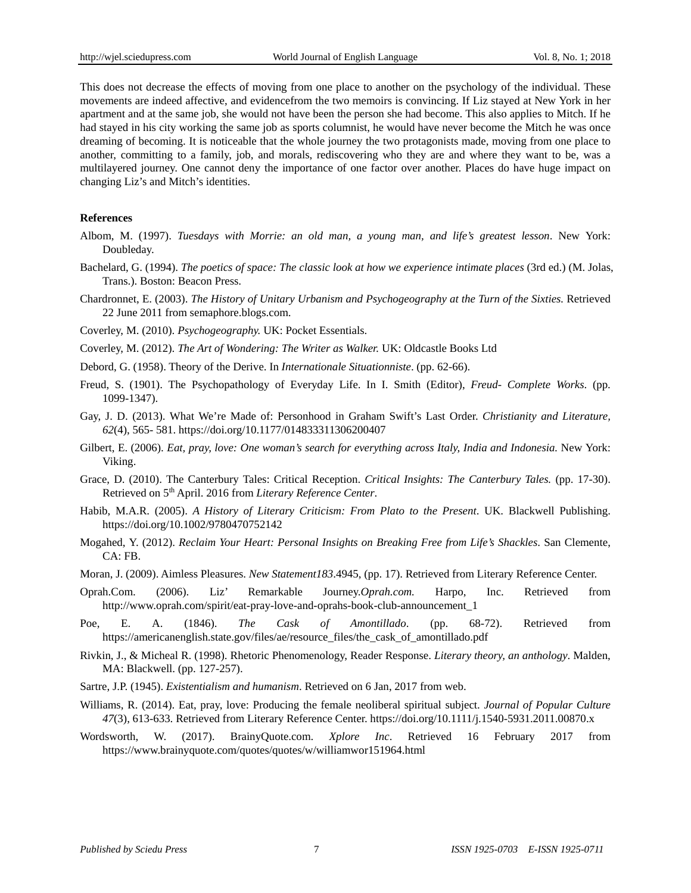This does not decrease the effects of moving from one place to another on the psychology of the individual. These movements are indeed affective, and evidencefrom the two memoirs is convincing. If Liz stayed at New York in her apartment and at the same job, she would not have been the person she had become. This also applies to Mitch. If he had stayed in his city working the same job as sports columnist, he would have never become the Mitch he was once dreaming of becoming. It is noticeable that the whole journey the two protagonists made, moving from one place to another, committing to a family, job, and morals, rediscovering who they are and where they want to be, was a multilayered journey. One cannot deny the importance of one factor over another. Places do have huge impact on changing Liz's and Mitch's identities.

**References**

Albom, M. (1997). *Tuesdays with Morrie: an old man, a young man, and life's greatest lesson*. New York: Doubleday.

Bachelard, G. (1994). *The poetics of space: The classic look at how we experience intimate places* (3rd ed.) (M. Jolas, Trans.). Boston: Beacon Press.

Chardronnet, E. (2003). *The History of Unitary Urbanism and Psychogeography at the Turn of the Sixties.* Retrieved 22 June 2011 from semaphore.blogs.com.

Coverley, M. (2010). *Psychogeography.* UK: Pocket Essentials.

Coverley, M. (2012). *The Art of Wondering: The Writer as Walker.* UK: Oldcastle Books Ltd

Debord, G. (1958). Theory of the Derive. In *Internationale Situationniste*. (pp. 62-66).

Freud, S. (1901). The Psychopathology of Everyday Life. In I. Smith (Editor), *Freud- Complete Works*. (pp. 1099-1347).

Gay, J. D. (2013). What We're Made of: Personhood in Graham Swift's Last Order. *Christianity and Literature, 62*(4), 565- 581. https://doi.org/10.1177/014833311306200407

Gilbert, E. (2006). *Eat, pray, love: One woman's search for everything across Italy, India and Indonesia.* New York: Viking.

Grace, D. (2010). The Canterbury Tales: Critical Reception. *Critical Insights: The Canterbury Tales.* (pp. 17-30). Retrieved on 5th April. 2016 from *Literary Reference Center*.

Habib, M.A.R. (2005). *A History of Literary Criticism: From Plato to the Present*. UK. Blackwell Publishing. https://doi.org/10.1002/9780470752142

Mogahed, Y. (2012). *Reclaim Your Heart: Personal Insights on Breaking Free from Life's Shackles*. San Clemente, CA: FB.

Moran, J. (2009). Aimless Pleasures. *New Statement183*.4945, (pp. 17). Retrieved from Literary Reference Center.

Oprah.Com. (2006). Liz' Remarkable Journey.*Oprah.com.* Harpo, Inc. Retrieved from http://www.oprah.com/spirit/eat-pray-love-and-oprahs-book-club-announcement_1

Poe, E. A. (1846). *The Cask of Amontillado*. (pp. 68-72). Retrieved from https://americanenglish.state.gov/files/ae/resource_files/the_cask_of_amontillado.pdf

Rivkin, J., & Micheal R. (1998). Rhetoric Phenomenology, Reader Response. *Literary theory, an anthology*. Malden, MA: Blackwell. (pp. 127-257).

Sartre, J.P. (1945). *Existentialism and humanism*. Retrieved on 6 Jan, 2017 from web.

Williams, R. (2014). Eat, pray, love: Producing the female neoliberal spiritual subject. *Journal of Popular Culture 47*(3), 613-633. Retrieved from Literary Reference Center. https://doi.org/10.1111/j.1540-5931.2011.00870.x

Wordsworth, W. (2017). BrainyQuote.com. *Xplore Inc*. Retrieved 16 February 2017 from https://www.brainyquote.com/quotes/quotes/w/williamwor151964.html